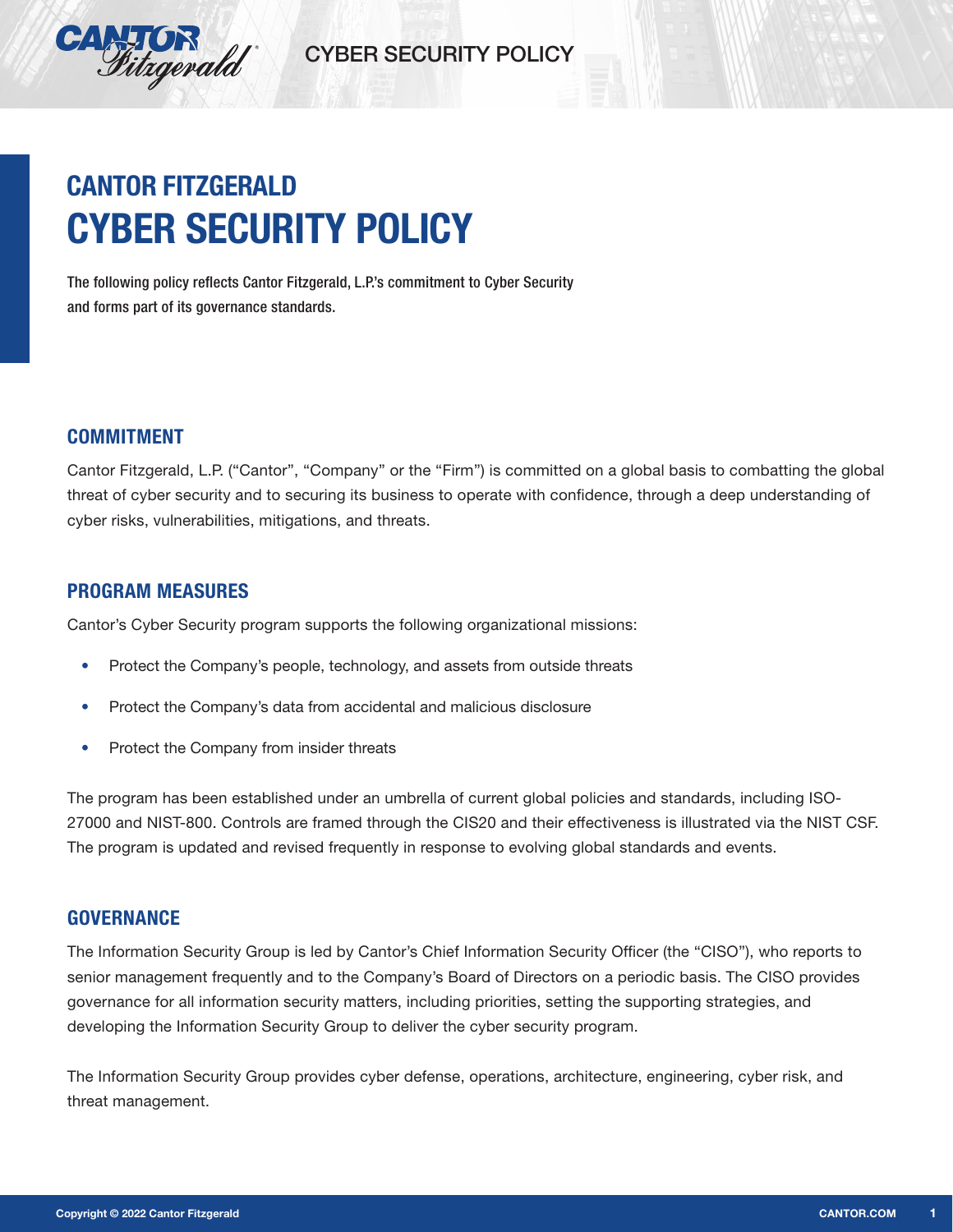# CANTOR FITZGERALD
# CYBER SECURITY POLICY

**The following policy reflects Cantor Fitzgerald, L.P.'s commitment to Cyber Security and forms part of its governance standards.**

## COMMITMENT

Cantor Fitzgerald, L.P. ("Cantor", "Company" or the "Firm") is committed on a global basis to combatting the global threat of cyber security and to securing its business to operate with confidence, through a deep understanding of cyber risks, vulnerabilities, mitigations, and threats.

## PROGRAM MEASURES

Cantor's Cyber Security program supports the following organizational missions:

- Protect the Company's people, technology, and assets from outside threats
- Protect the Company's data from accidental and malicious disclosure
- Protect the Company from insider threats

The program has been established under an umbrella of current global policies and standards, including ISO-27000 and NIST-800. Controls are framed through the CIS20 and their effectiveness is illustrated via the NIST CSF. The program is updated and revised frequently in response to evolving global standards and events.

## GOVERNANCE

The Information Security Group is led by Cantor's Chief Information Security Officer (the "CISO"), who reports to senior management frequently and to the Company's Board of Directors on a periodic basis. The CISO provides governance for all information security matters, including priorities, setting the supporting strategies, and developing the Information Security Group to deliver the cyber security program.

The Information Security Group provides cyber defense, operations, architecture, engineering, cyber risk, and threat management.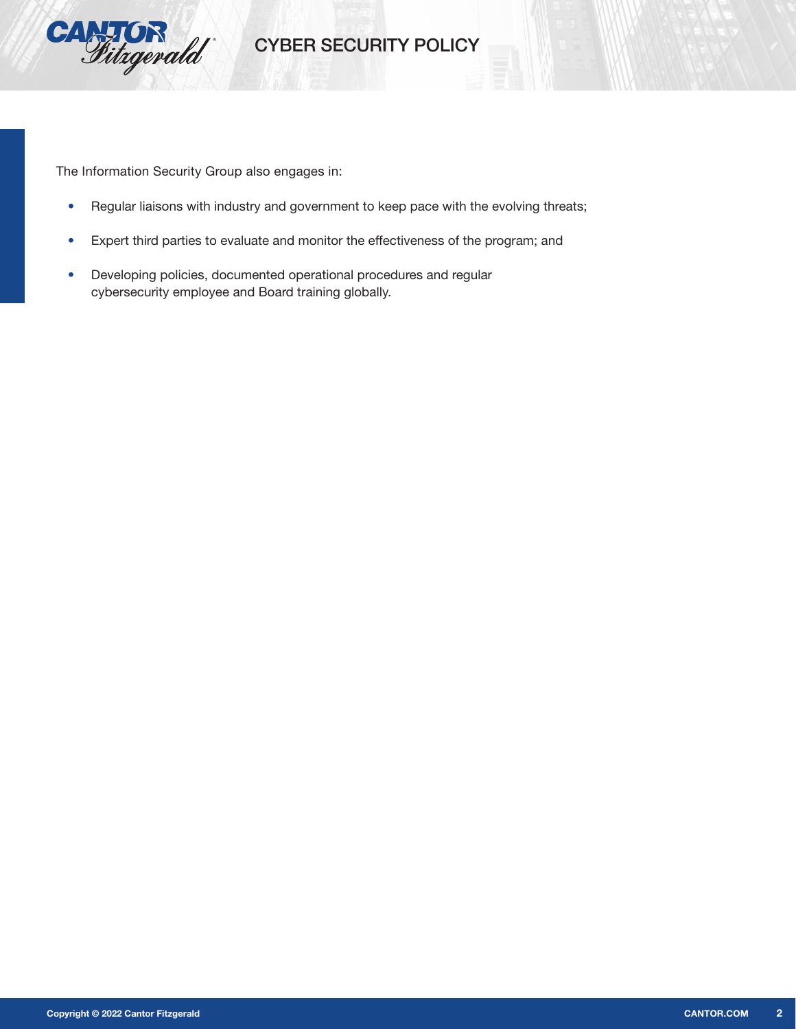The Information Security Group also engages in:

- Regular liaisons with industry and government to keep pace with the evolving threats;
- Expert third parties to evaluate and monitor the effectiveness of the program; and
- Developing policies, documented operational procedures and regular cybersecurity employee and Board training globally.